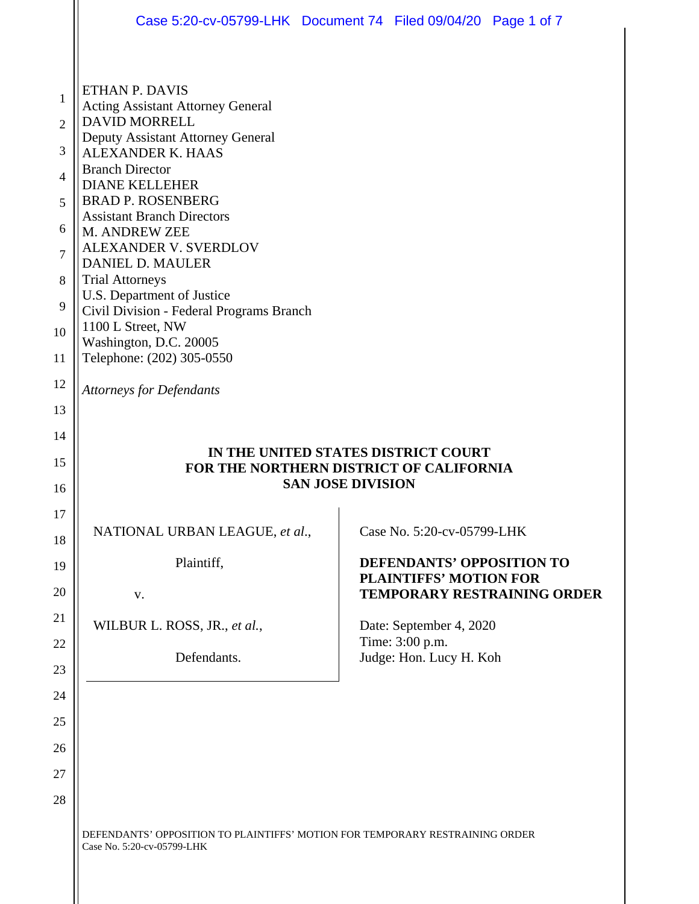ETHAN P. DAVIS
Acting Assistant Attorney General
DAVID MORRELL
Deputy Assistant Attorney General
ALEXANDER K. HAAS
Branch Director
DIANE KELLEHER
BRAD P. ROSENBERG
Assistant Branch Directors
M. ANDREW ZEE
ALEXANDER V. SVERDLOV
DANIEL D. MAULER
Trial Attorneys
U.S. Department of Justice
Civil Division - Federal Programs Branch
1100 L Street, NW
Washington, D.C. 20005
Telephone: (202) 305-0550

*Attorneys for Defendants*

**IN THE UNITED STATES DISTRICT COURT**
**FOR THE NORTHERN DISTRICT OF CALIFORNIA**
**SAN JOSE DIVISION**

NATIONAL URBAN LEAGUE, *et al.*,

Plaintiff,

v.

WILBUR L. ROSS, JR., *et al.*,

Defendants.

Case No. 5:20-cv-05799-LHK

**DEFENDANTS' OPPOSITION TO PLAINTIFFS' MOTION FOR TEMPORARY RESTRAINING ORDER**

Date: September 4, 2020
Time: 3:00 p.m.
Judge: Hon. Lucy H. Koh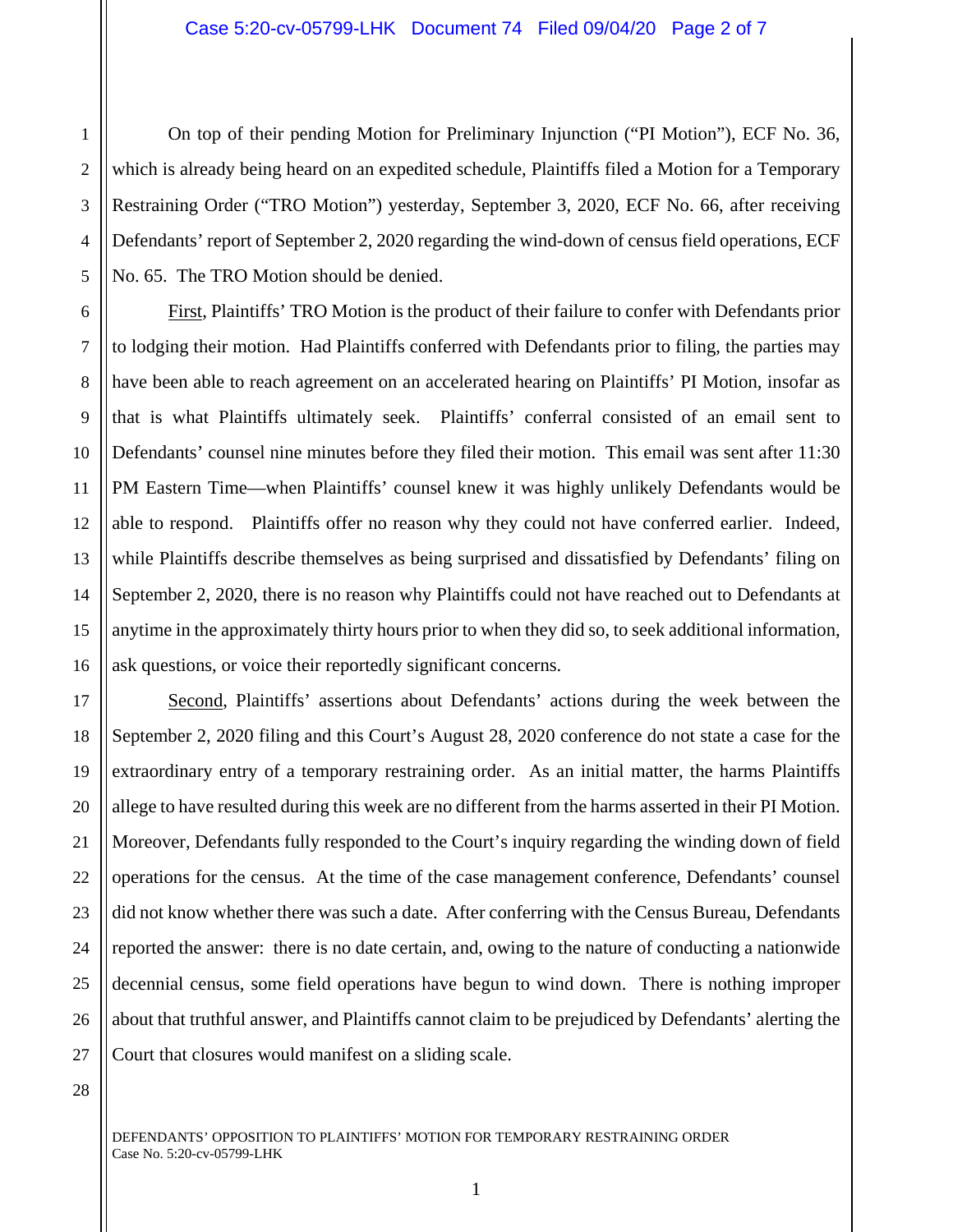On top of their pending Motion for Preliminary Injunction ("PI Motion"), ECF No. 36, which is already being heard on an expedited schedule, Plaintiffs filed a Motion for a Temporary Restraining Order ("TRO Motion") yesterday, September 3, 2020, ECF No. 66, after receiving Defendants' report of September 2, 2020 regarding the wind-down of census field operations, ECF No. 65. The TRO Motion should be denied.

First, Plaintiffs' TRO Motion is the product of their failure to confer with Defendants prior to lodging their motion. Had Plaintiffs conferred with Defendants prior to filing, the parties may have been able to reach agreement on an accelerated hearing on Plaintiffs' PI Motion, insofar as that is what Plaintiffs ultimately seek. Plaintiffs' conferral consisted of an email sent to Defendants' counsel nine minutes before they filed their motion. This email was sent after 11:30 PM Eastern Time—when Plaintiffs' counsel knew it was highly unlikely Defendants would be able to respond. Plaintiffs offer no reason why they could not have conferred earlier. Indeed, while Plaintiffs describe themselves as being surprised and dissatisfied by Defendants' filing on September 2, 2020, there is no reason why Plaintiffs could not have reached out to Defendants at anytime in the approximately thirty hours prior to when they did so, to seek additional information, ask questions, or voice their reportedly significant concerns.

Second, Plaintiffs' assertions about Defendants' actions during the week between the September 2, 2020 filing and this Court's August 28, 2020 conference do not state a case for the extraordinary entry of a temporary restraining order. As an initial matter, the harms Plaintiffs allege to have resulted during this week are no different from the harms asserted in their PI Motion. Moreover, Defendants fully responded to the Court's inquiry regarding the winding down of field operations for the census. At the time of the case management conference, Defendants' counsel did not know whether there was such a date. After conferring with the Census Bureau, Defendants reported the answer: there is no date certain, and, owing to the nature of conducting a nationwide decennial census, some field operations have begun to wind down. There is nothing improper about that truthful answer, and Plaintiffs cannot claim to be prejudiced by Defendants' alerting the Court that closures would manifest on a sliding scale.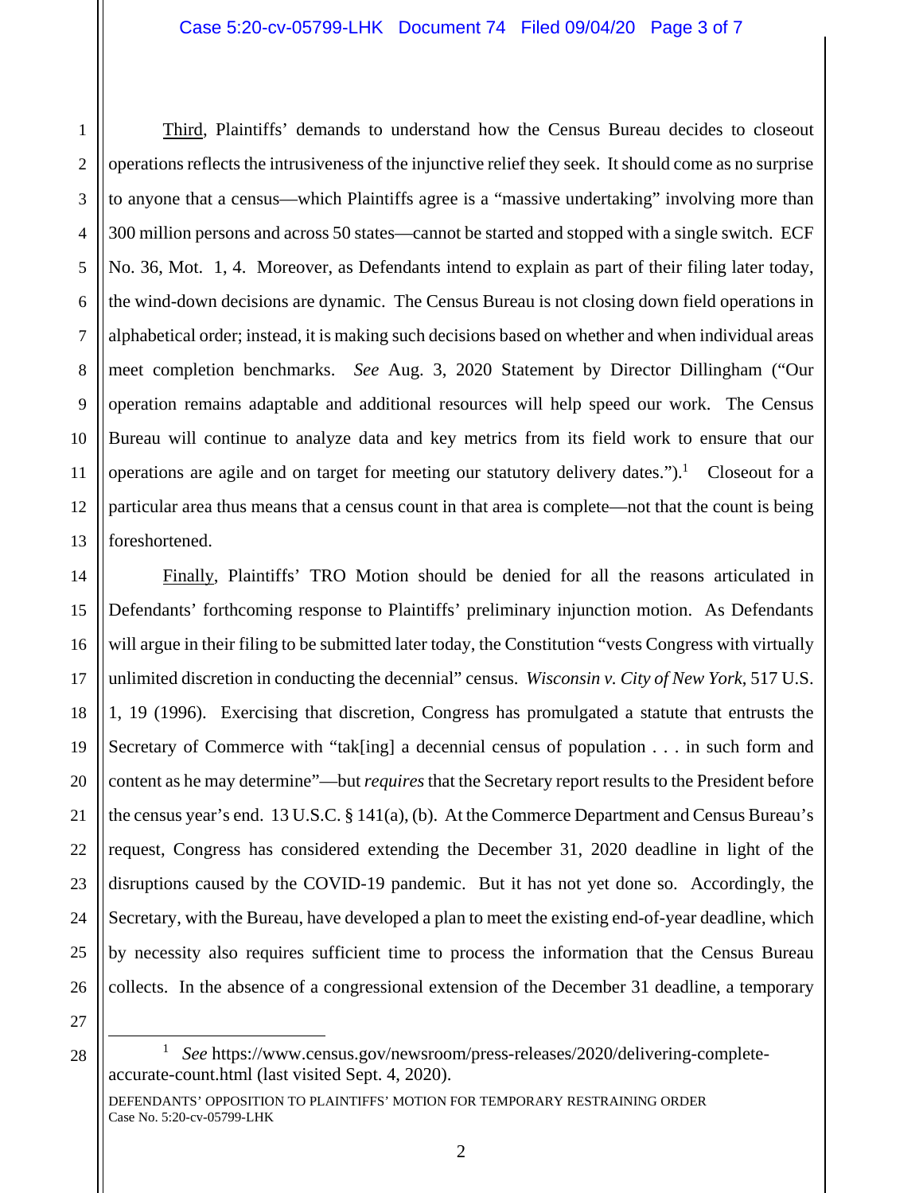Third, Plaintiffs' demands to understand how the Census Bureau decides to closeout operations reflects the intrusiveness of the injunctive relief they seek. It should come as no surprise to anyone that a census—which Plaintiffs agree is a "massive undertaking" involving more than 300 million persons and across 50 states—cannot be started and stopped with a single switch. ECF No. 36, Mot. 1, 4. Moreover, as Defendants intend to explain as part of their filing later today, the wind-down decisions are dynamic. The Census Bureau is not closing down field operations in alphabetical order; instead, it is making such decisions based on whether and when individual areas meet completion benchmarks. *See* Aug. 3, 2020 Statement by Director Dillingham ("Our operation remains adaptable and additional resources will help speed our work. The Census Bureau will continue to analyze data and key metrics from its field work to ensure that our operations are agile and on target for meeting our statutory delivery dates.").[1] Closeout for a particular area thus means that a census count in that area is complete—not that the count is being foreshortened.

Finally, Plaintiffs' TRO Motion should be denied for all the reasons articulated in Defendants' forthcoming response to Plaintiffs' preliminary injunction motion. As Defendants will argue in their filing to be submitted later today, the Constitution "vests Congress with virtually unlimited discretion in conducting the decennial" census. *Wisconsin v. City of New York*, 517 U.S. 1, 19 (1996). Exercising that discretion, Congress has promulgated a statute that entrusts the Secretary of Commerce with "tak[ing] a decennial census of population . . . in such form and content as he may determine"—but *requires* that the Secretary report results to the President before the census year's end. 13 U.S.C. § 141(a), (b). At the Commerce Department and Census Bureau's request, Congress has considered extending the December 31, 2020 deadline in light of the disruptions caused by the COVID-19 pandemic. But it has not yet done so. Accordingly, the Secretary, with the Bureau, have developed a plan to meet the existing end-of-year deadline, which by necessity also requires sufficient time to process the information that the Census Bureau collects. In the absence of a congressional extension of the December 31 deadline, a temporary

[1] *See* https://www.census.gov/newsroom/press-releases/2020/delivering-complete-accurate-count.html (last visited Sept. 4, 2020).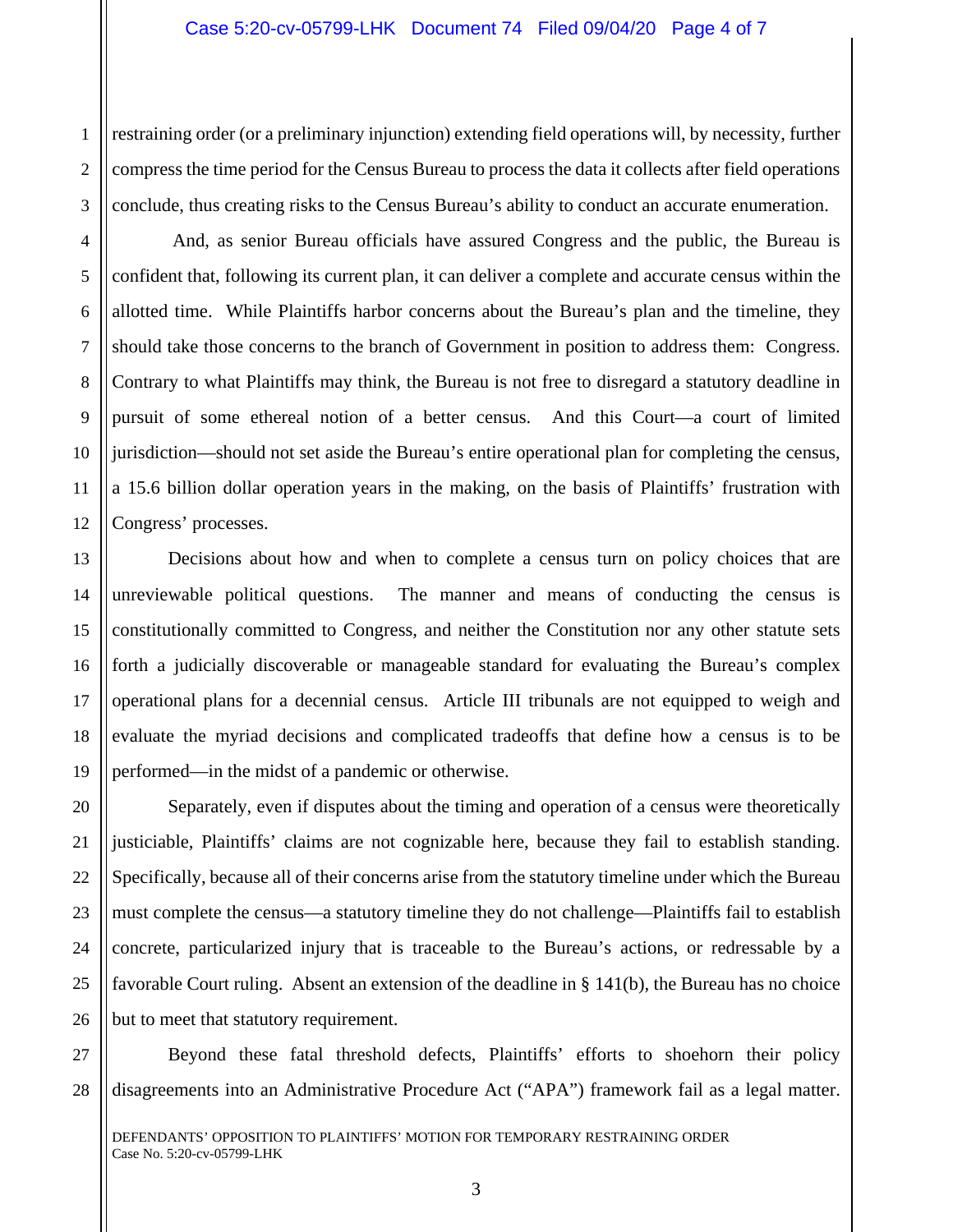restraining order (or a preliminary injunction) extending field operations will, by necessity, further compress the time period for the Census Bureau to process the data it collects after field operations conclude, thus creating risks to the Census Bureau's ability to conduct an accurate enumeration.

And, as senior Bureau officials have assured Congress and the public, the Bureau is confident that, following its current plan, it can deliver a complete and accurate census within the allotted time. While Plaintiffs harbor concerns about the Bureau's plan and the timeline, they should take those concerns to the branch of Government in position to address them: Congress. Contrary to what Plaintiffs may think, the Bureau is not free to disregard a statutory deadline in pursuit of some ethereal notion of a better census. And this Court—a court of limited jurisdiction—should not set aside the Bureau's entire operational plan for completing the census, a 15.6 billion dollar operation years in the making, on the basis of Plaintiffs' frustration with Congress' processes.

Decisions about how and when to complete a census turn on policy choices that are unreviewable political questions. The manner and means of conducting the census is constitutionally committed to Congress, and neither the Constitution nor any other statute sets forth a judicially discoverable or manageable standard for evaluating the Bureau's complex operational plans for a decennial census. Article III tribunals are not equipped to weigh and evaluate the myriad decisions and complicated tradeoffs that define how a census is to be performed—in the midst of a pandemic or otherwise.

Separately, even if disputes about the timing and operation of a census were theoretically justiciable, Plaintiffs' claims are not cognizable here, because they fail to establish standing. Specifically, because all of their concerns arise from the statutory timeline under which the Bureau must complete the census—a statutory timeline they do not challenge—Plaintiffs fail to establish concrete, particularized injury that is traceable to the Bureau's actions, or redressable by a favorable Court ruling. Absent an extension of the deadline in § 141(b), the Bureau has no choice but to meet that statutory requirement.

Beyond these fatal threshold defects, Plaintiffs' efforts to shoehorn their policy disagreements into an Administrative Procedure Act ("APA") framework fail as a legal matter.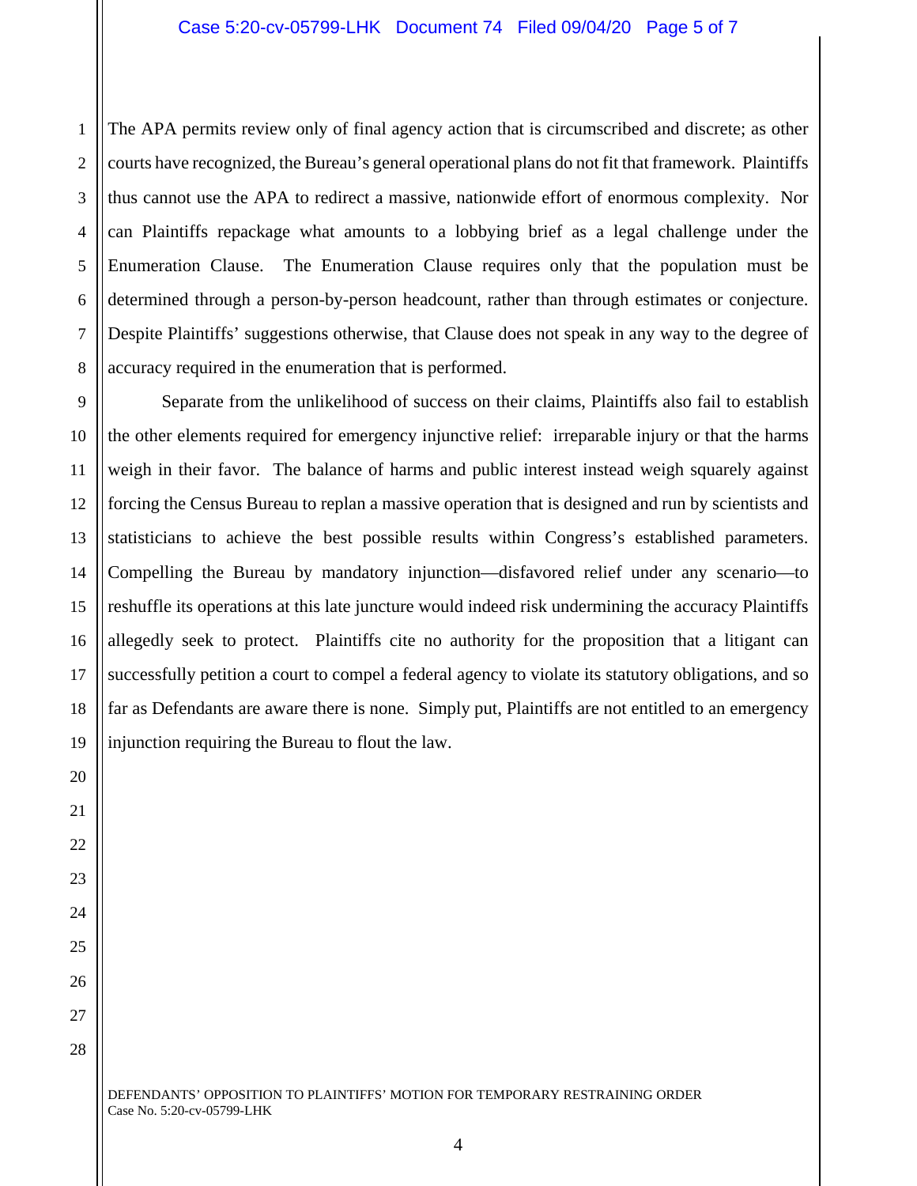The APA permits review only of final agency action that is circumscribed and discrete; as other courts have recognized, the Bureau's general operational plans do not fit that framework. Plaintiffs thus cannot use the APA to redirect a massive, nationwide effort of enormous complexity. Nor can Plaintiffs repackage what amounts to a lobbying brief as a legal challenge under the Enumeration Clause. The Enumeration Clause requires only that the population must be determined through a person-by-person headcount, rather than through estimates or conjecture. Despite Plaintiffs' suggestions otherwise, that Clause does not speak in any way to the degree of accuracy required in the enumeration that is performed.

Separate from the unlikelihood of success on their claims, Plaintiffs also fail to establish the other elements required for emergency injunctive relief: irreparable injury or that the harms weigh in their favor. The balance of harms and public interest instead weigh squarely against forcing the Census Bureau to replan a massive operation that is designed and run by scientists and statisticians to achieve the best possible results within Congress's established parameters. Compelling the Bureau by mandatory injunction—disfavored relief under any scenario—to reshuffle its operations at this late juncture would indeed risk undermining the accuracy Plaintiffs allegedly seek to protect. Plaintiffs cite no authority for the proposition that a litigant can successfully petition a court to compel a federal agency to violate its statutory obligations, and so far as Defendants are aware there is none. Simply put, Plaintiffs are not entitled to an emergency injunction requiring the Bureau to flout the law.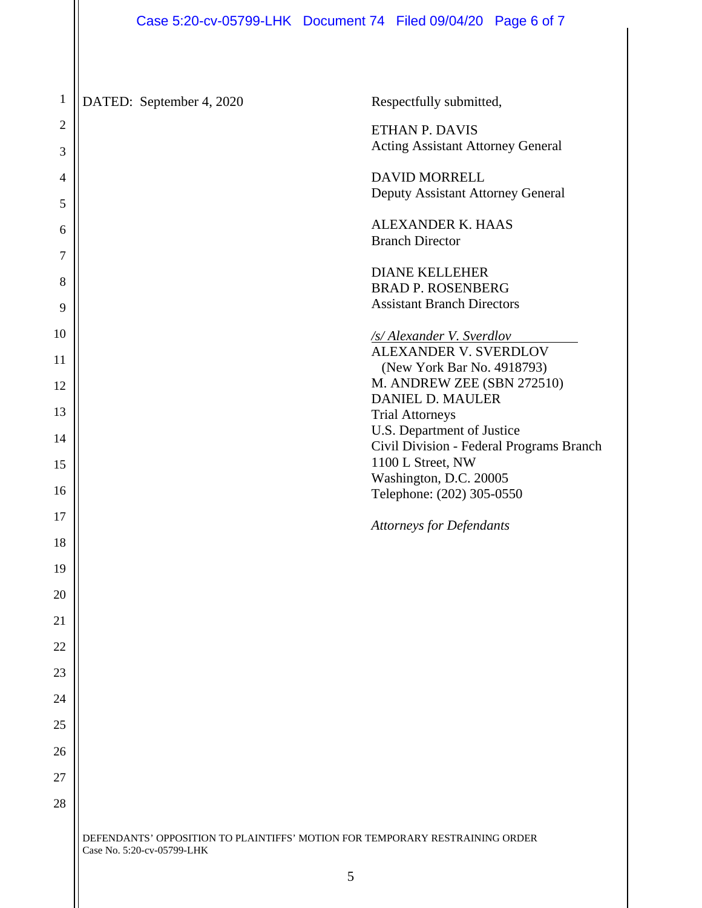DATED: September 4, 2020

Respectfully submitted,

ETHAN P. DAVIS
Acting Assistant Attorney General

DAVID MORRELL
Deputy Assistant Attorney General

ALEXANDER K. HAAS
Branch Director

DIANE KELLEHER
BRAD P. ROSENBERG
Assistant Branch Directors

*/s/ Alexander V. Sverdlov*
ALEXANDER V. SVERDLOV
(New York Bar No. 4918793)
M. ANDREW ZEE (SBN 272510)
DANIEL D. MAULER
Trial Attorneys
U.S. Department of Justice
Civil Division - Federal Programs Branch
1100 L Street, NW
Washington, D.C. 20005
Telephone: (202) 305-0550

*Attorneys for Defendants*

DEFENDANTS' OPPOSITION TO PLAINTIFFS' MOTION FOR TEMPORARY RESTRAINING ORDER
Case No. 5:20-cv-05799-LHK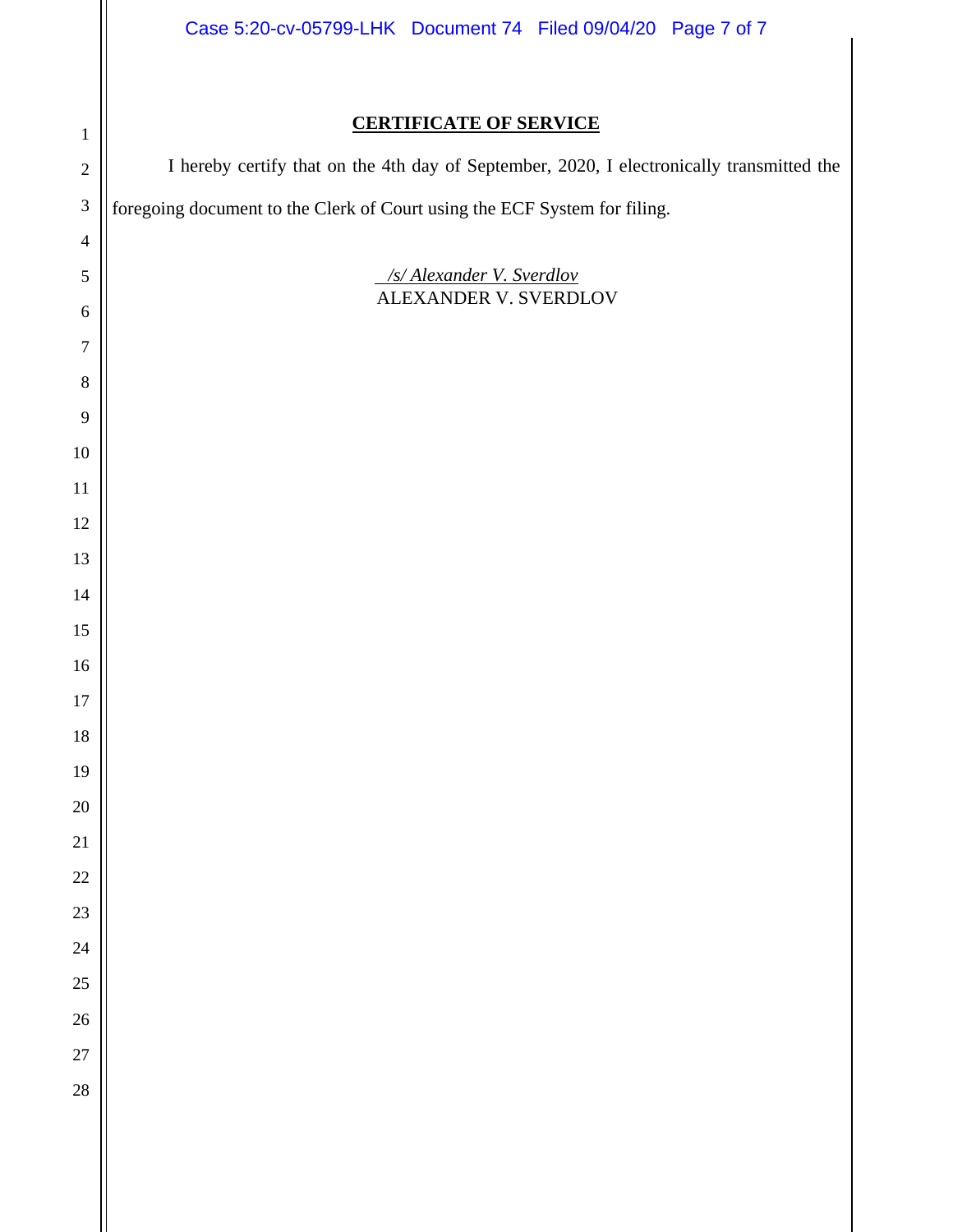# **CERTIFICATE OF SERVICE**

I hereby certify that on the 4th day of September, 2020, I electronically transmitted the foregoing document to the Clerk of Court using the ECF System for filing.

*/s/ Alexander V. Sverdlov*
ALEXANDER V. SVERDLOV